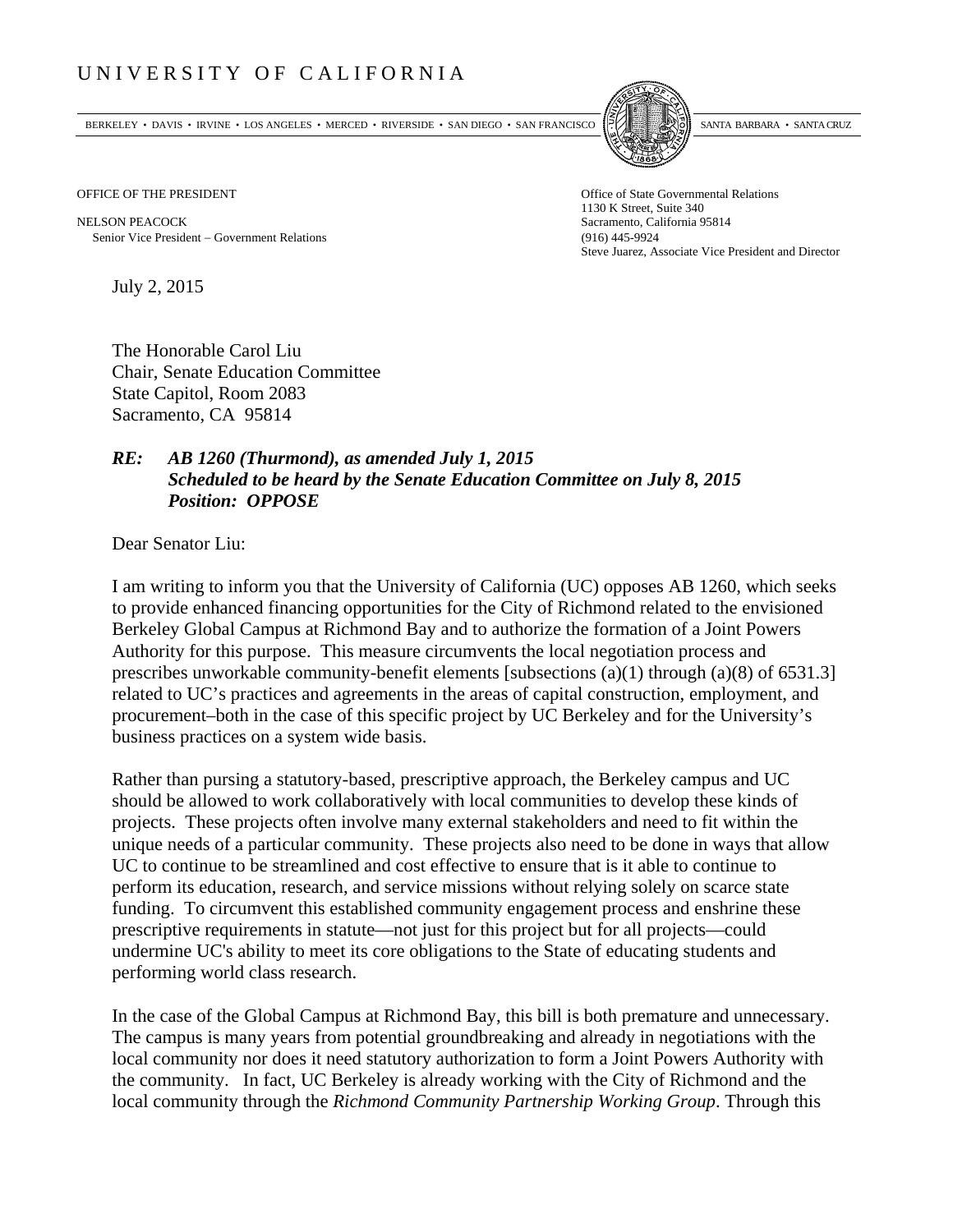# UNIVERSITY OF CALIFORNIA

BERKELEY • DAVIS • IRVINE • LOS ANGELES • MERCED • RIVERSIDE • SAN DIEGO • SAN FRANCISCO SANTA BARBARA • SANTA CRUZ

OFFICE OF THE PRESIDENT

NELSON PEACOCK
Senior Vice President – Government Relations

Office of State Governmental Relations
1130 K Street, Suite 340
Sacramento, California 95814
(916) 445-9924
Steve Juarez, Associate Vice President and Director

July 2, 2015

The Honorable Carol Liu
Chair, Senate Education Committee
State Capitol, Room 2083
Sacramento, CA 95814

***RE: AB 1260 (Thurmond), as amended July 1, 2015***
***Scheduled to be heard by the Senate Education Committee on July 8, 2015***
***Position: OPPOSE***

Dear Senator Liu:

I am writing to inform you that the University of California (UC) opposes AB 1260, which seeks to provide enhanced financing opportunities for the City of Richmond related to the envisioned Berkeley Global Campus at Richmond Bay and to authorize the formation of a Joint Powers Authority for this purpose. This measure circumvents the local negotiation process and prescribes unworkable community-benefit elements [subsections (a)(1) through (a)(8) of 6531.3] related to UC's practices and agreements in the areas of capital construction, employment, and procurement–both in the case of this specific project by UC Berkeley and for the University's business practices on a system wide basis.

Rather than pursing a statutory-based, prescriptive approach, the Berkeley campus and UC should be allowed to work collaboratively with local communities to develop these kinds of projects. These projects often involve many external stakeholders and need to fit within the unique needs of a particular community. These projects also need to be done in ways that allow UC to continue to be streamlined and cost effective to ensure that is it able to continue to perform its education, research, and service missions without relying solely on scarce state funding. To circumvent this established community engagement process and enshrine these prescriptive requirements in statute—not just for this project but for all projects—could undermine UC's ability to meet its core obligations to the State of educating students and performing world class research.

In the case of the Global Campus at Richmond Bay, this bill is both premature and unnecessary. The campus is many years from potential groundbreaking and already in negotiations with the local community nor does it need statutory authorization to form a Joint Powers Authority with the community. In fact, UC Berkeley is already working with the City of Richmond and the local community through the *Richmond Community Partnership Working Group*. Through this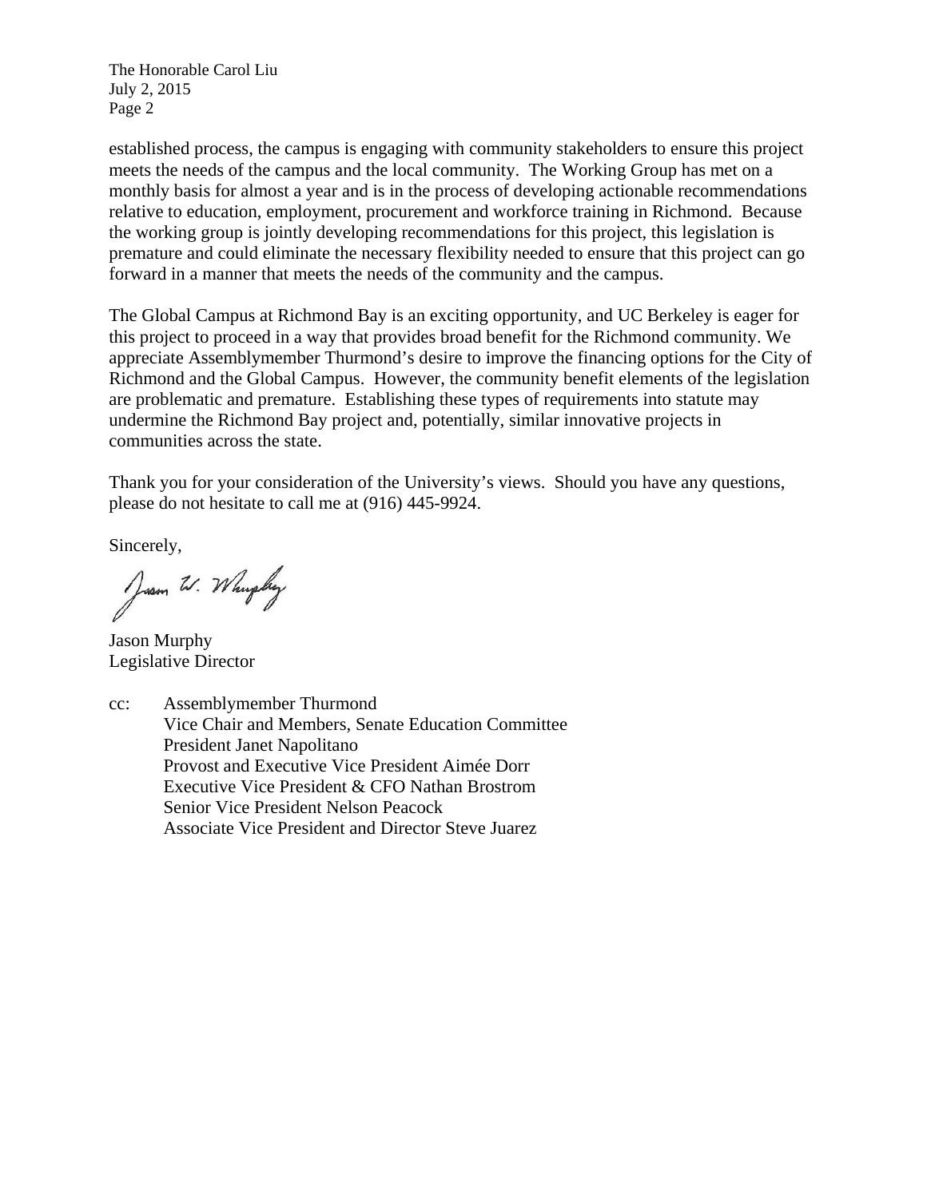established process, the campus is engaging with community stakeholders to ensure this project meets the needs of the campus and the local community. The Working Group has met on a monthly basis for almost a year and is in the process of developing actionable recommendations relative to education, employment, procurement and workforce training in Richmond. Because the working group is jointly developing recommendations for this project, this legislation is premature and could eliminate the necessary flexibility needed to ensure that this project can go forward in a manner that meets the needs of the community and the campus.

The Global Campus at Richmond Bay is an exciting opportunity, and UC Berkeley is eager for this project to proceed in a way that provides broad benefit for the Richmond community. We appreciate Assemblymember Thurmond's desire to improve the financing options for the City of Richmond and the Global Campus. However, the community benefit elements of the legislation are problematic and premature. Establishing these types of requirements into statute may undermine the Richmond Bay project and, potentially, similar innovative projects in communities across the state.

Thank you for your consideration of the University's views. Should you have any questions, please do not hesitate to call me at (916) 445-9924.

Sincerely,

Jason Murphy
Legislative Director

cc: Assemblymember Thurmond
Vice Chair and Members, Senate Education Committee
President Janet Napolitano
Provost and Executive Vice President Aimée Dorr
Executive Vice President & CFO Nathan Brostrom
Senior Vice President Nelson Peacock
Associate Vice President and Director Steve Juarez